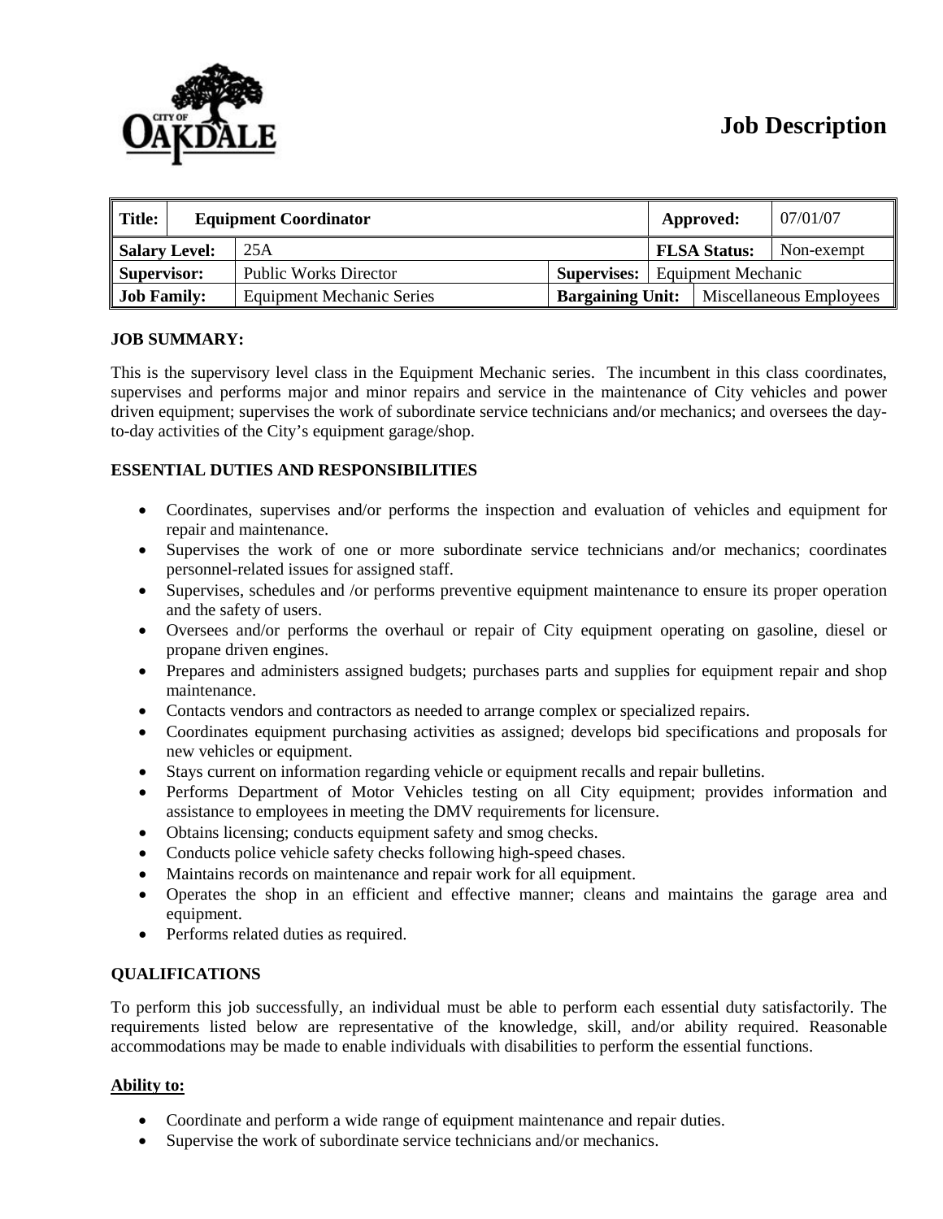CITY OF OAKDALE

# Job Description

| Title: | Equipment Coordinator | Approved: | 07/01/07 |
|---|---|---|---|
| Salary Level: | 25A | FLSA Status: | Non-exempt |
| Supervisor: | Public Works Director | Supervises: | Equipment Mechanic |
| Job Family: | Equipment Mechanic Series | Bargaining Unit: | Miscellaneous Employees |

**JOB SUMMARY:**

This is the supervisory level class in the Equipment Mechanic series. The incumbent in this class coordinates, supervises and performs major and minor repairs and service in the maintenance of City vehicles and power driven equipment; supervises the work of subordinate service technicians and/or mechanics; and oversees the day-to-day activities of the City's equipment garage/shop.

**ESSENTIAL DUTIES AND RESPONSIBILITIES**

- Coordinates, supervises and/or performs the inspection and evaluation of vehicles and equipment for repair and maintenance.
- Supervises the work of one or more subordinate service technicians and/or mechanics; coordinates personnel-related issues for assigned staff.
- Supervises, schedules and /or performs preventive equipment maintenance to ensure its proper operation and the safety of users.
- Oversees and/or performs the overhaul or repair of City equipment operating on gasoline, diesel or propane driven engines.
- Prepares and administers assigned budgets; purchases parts and supplies for equipment repair and shop maintenance.
- Contacts vendors and contractors as needed to arrange complex or specialized repairs.
- Coordinates equipment purchasing activities as assigned; develops bid specifications and proposals for new vehicles or equipment.
- Stays current on information regarding vehicle or equipment recalls and repair bulletins.
- Performs Department of Motor Vehicles testing on all City equipment; provides information and assistance to employees in meeting the DMV requirements for licensure.
- Obtains licensing; conducts equipment safety and smog checks.
- Conducts police vehicle safety checks following high-speed chases.
- Maintains records on maintenance and repair work for all equipment.
- Operates the shop in an efficient and effective manner; cleans and maintains the garage area and equipment.
- Performs related duties as required.

**QUALIFICATIONS**

To perform this job successfully, an individual must be able to perform each essential duty satisfactorily. The requirements listed below are representative of the knowledge, skill, and/or ability required. Reasonable accommodations may be made to enable individuals with disabilities to perform the essential functions.

**Ability to:**

- Coordinate and perform a wide range of equipment maintenance and repair duties.
- Supervise the work of subordinate service technicians and/or mechanics.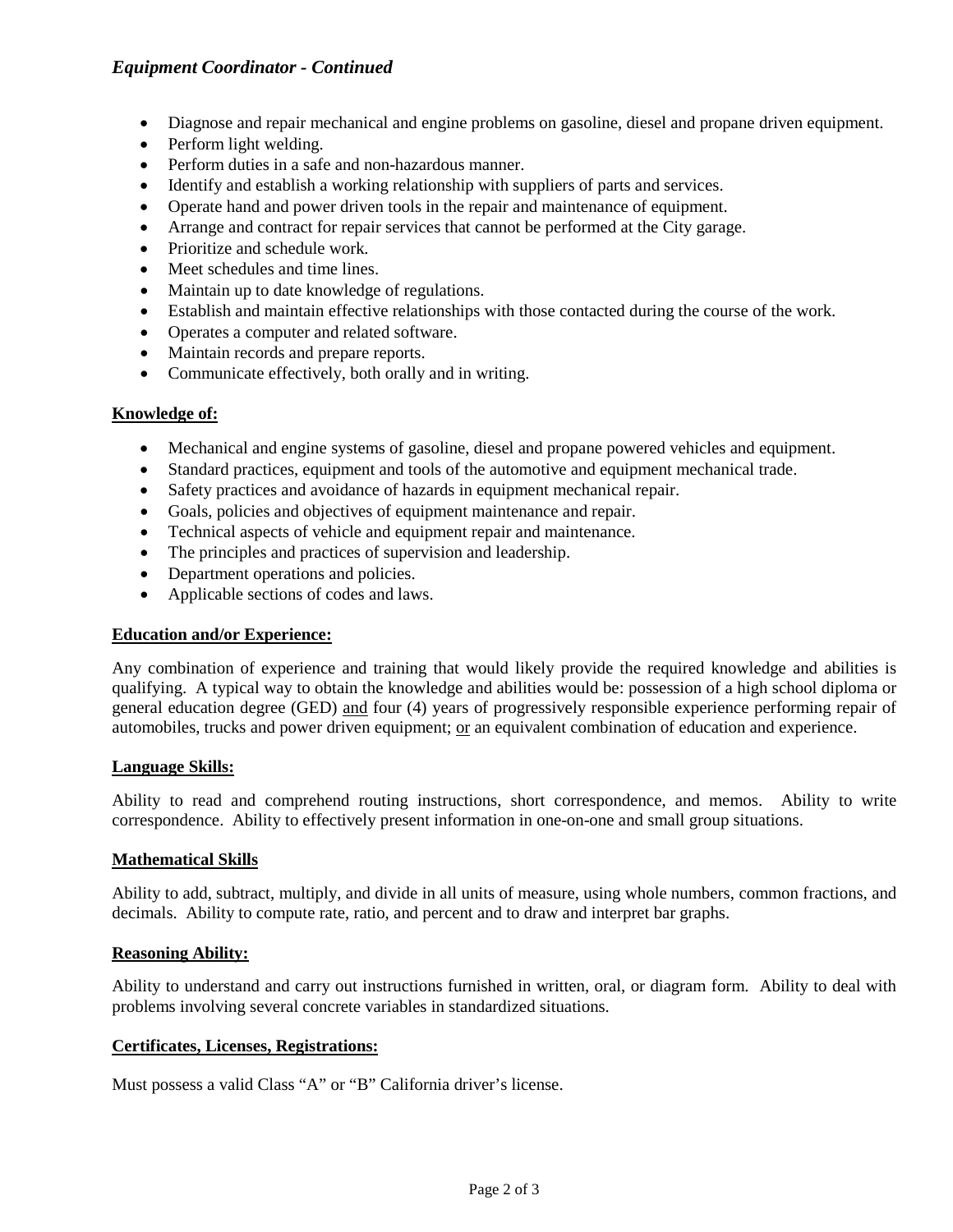*Equipment Coordinator - Continued*

- Diagnose and repair mechanical and engine problems on gasoline, diesel and propane driven equipment.
- Perform light welding.
- Perform duties in a safe and non-hazardous manner.
- Identify and establish a working relationship with suppliers of parts and services.
- Operate hand and power driven tools in the repair and maintenance of equipment.
- Arrange and contract for repair services that cannot be performed at the City garage.
- Prioritize and schedule work.
- Meet schedules and time lines.
- Maintain up to date knowledge of regulations.
- Establish and maintain effective relationships with those contacted during the course of the work.
- Operates a computer and related software.
- Maintain records and prepare reports.
- Communicate effectively, both orally and in writing.

**Knowledge of:**

- Mechanical and engine systems of gasoline, diesel and propane powered vehicles and equipment.
- Standard practices, equipment and tools of the automotive and equipment mechanical trade.
- Safety practices and avoidance of hazards in equipment mechanical repair.
- Goals, policies and objectives of equipment maintenance and repair.
- Technical aspects of vehicle and equipment repair and maintenance.
- The principles and practices of supervision and leadership.
- Department operations and policies.
- Applicable sections of codes and laws.

**Education and/or Experience:**

Any combination of experience and training that would likely provide the required knowledge and abilities is qualifying. A typical way to obtain the knowledge and abilities would be: possession of a high school diploma or general education degree (GED) and four (4) years of progressively responsible experience performing repair of automobiles, trucks and power driven equipment; or an equivalent combination of education and experience.

**Language Skills:**

Ability to read and comprehend routing instructions, short correspondence, and memos. Ability to write correspondence. Ability to effectively present information in one-on-one and small group situations.

**Mathematical Skills**

Ability to add, subtract, multiply, and divide in all units of measure, using whole numbers, common fractions, and decimals. Ability to compute rate, ratio, and percent and to draw and interpret bar graphs.

**Reasoning Ability:**

Ability to understand and carry out instructions furnished in written, oral, or diagram form. Ability to deal with problems involving several concrete variables in standardized situations.

**Certificates, Licenses, Registrations:**

Must possess a valid Class "A" or "B" California driver's license.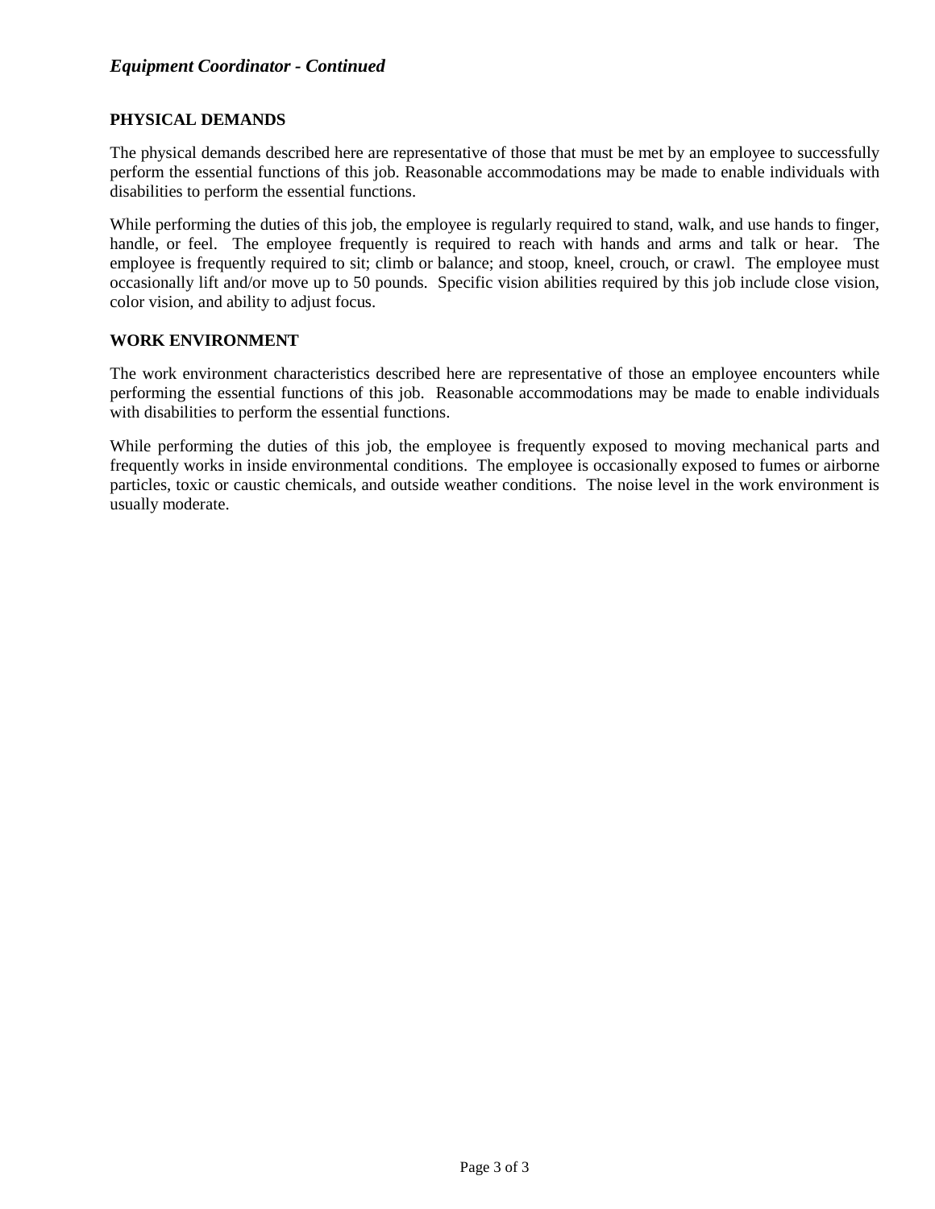*Equipment Coordinator - Continued*

**PHYSICAL DEMANDS**

The physical demands described here are representative of those that must be met by an employee to successfully perform the essential functions of this job. Reasonable accommodations may be made to enable individuals with disabilities to perform the essential functions.

While performing the duties of this job, the employee is regularly required to stand, walk, and use hands to finger, handle, or feel. The employee frequently is required to reach with hands and arms and talk or hear. The employee is frequently required to sit; climb or balance; and stoop, kneel, crouch, or crawl. The employee must occasionally lift and/or move up to 50 pounds. Specific vision abilities required by this job include close vision, color vision, and ability to adjust focus.

**WORK ENVIRONMENT**

The work environment characteristics described here are representative of those an employee encounters while performing the essential functions of this job. Reasonable accommodations may be made to enable individuals with disabilities to perform the essential functions.

While performing the duties of this job, the employee is frequently exposed to moving mechanical parts and frequently works in inside environmental conditions. The employee is occasionally exposed to fumes or airborne particles, toxic or caustic chemicals, and outside weather conditions. The noise level in the work environment is usually moderate.